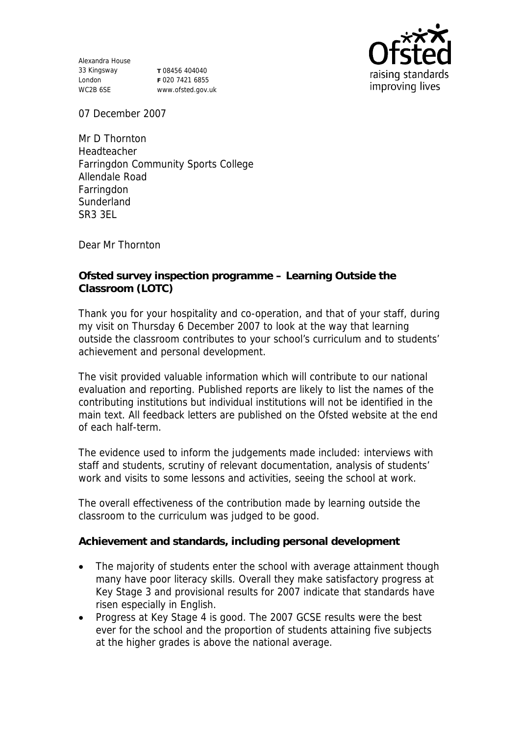Alexandra House
33 Kingsway
London
WC2B 6SE

**T** 08456 404040
**F** 020 7421 6855
www.ofsted.gov.uk

07 December 2007

Mr D Thornton
Headteacher
Farringdon Community Sports College
Allendale Road
Farringdon
Sunderland
SR3 3EL

Dear Mr Thornton

**Ofsted survey inspection programme – Learning Outside the Classroom (LOTC)**

Thank you for your hospitality and co-operation, and that of your staff, during my visit on Thursday 6 December 2007 to look at the way that learning outside the classroom contributes to your school's curriculum and to students' achievement and personal development.

The visit provided valuable information which will contribute to our national evaluation and reporting. Published reports are likely to list the names of the contributing institutions but individual institutions will not be identified in the main text. All feedback letters are published on the Ofsted website at the end of each half-term.

The evidence used to inform the judgements made included: interviews with staff and students, scrutiny of relevant documentation, analysis of students' work and visits to some lessons and activities, seeing the school at work.

The overall effectiveness of the contribution made by learning outside the classroom to the curriculum was judged to be good.

**Achievement and standards, including personal development**

- The majority of students enter the school with average attainment though many have poor literacy skills. Overall they make satisfactory progress at Key Stage 3 and provisional results for 2007 indicate that standards have risen especially in English.
- Progress at Key Stage 4 is good. The 2007 GCSE results were the best ever for the school and the proportion of students attaining five subjects at the higher grades is above the national average.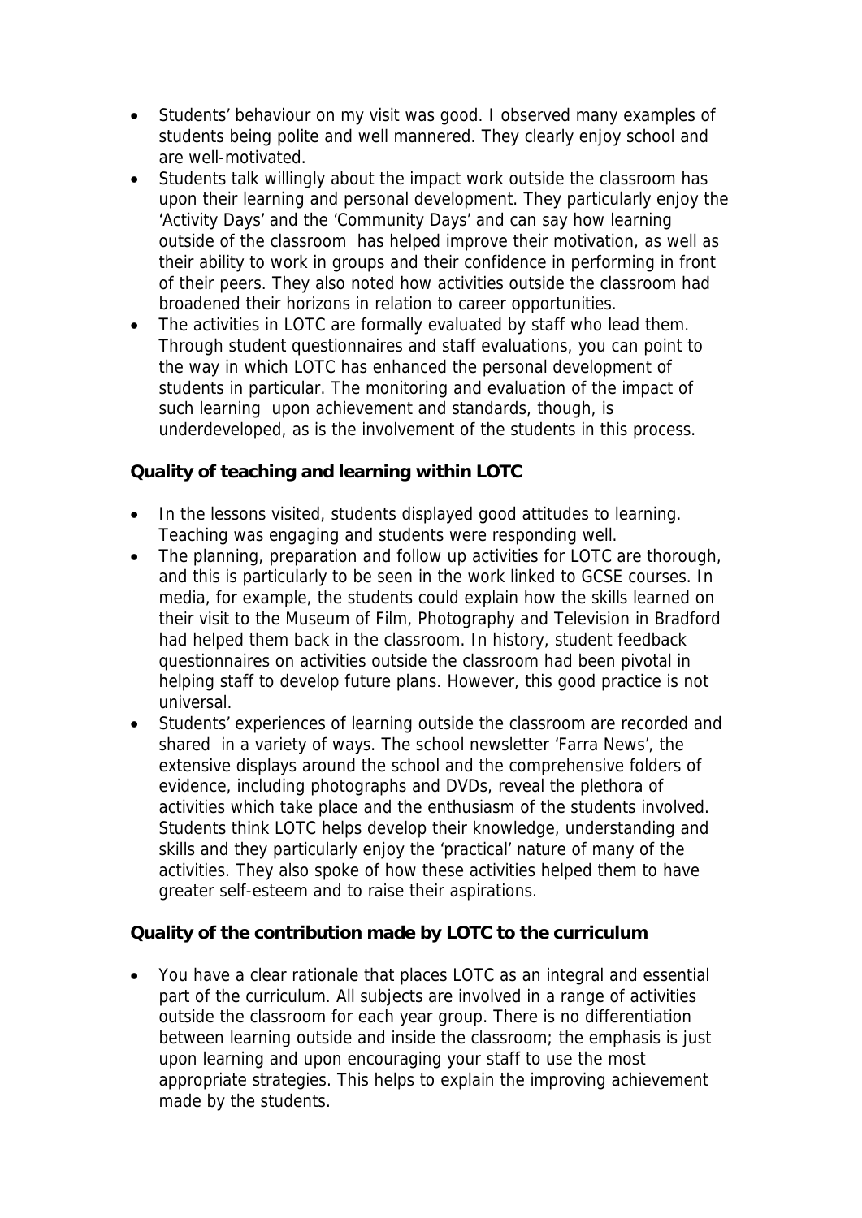- Students' behaviour on my visit was good. I observed many examples of students being polite and well mannered. They clearly enjoy school and are well-motivated.
- Students talk willingly about the impact work outside the classroom has upon their learning and personal development. They particularly enjoy the 'Activity Days' and the 'Community Days' and can say how learning outside of the classroom has helped improve their motivation, as well as their ability to work in groups and their confidence in performing in front of their peers. They also noted how activities outside the classroom had broadened their horizons in relation to career opportunities.
- The activities in LOTC are formally evaluated by staff who lead them. Through student questionnaires and staff evaluations, you can point to the way in which LOTC has enhanced the personal development of students in particular. The monitoring and evaluation of the impact of such learning upon achievement and standards, though, is underdeveloped, as is the involvement of the students in this process.

**Quality of teaching and learning within LOTC**

- In the lessons visited, students displayed good attitudes to learning. Teaching was engaging and students were responding well.
- The planning, preparation and follow up activities for LOTC are thorough, and this is particularly to be seen in the work linked to GCSE courses. In media, for example, the students could explain how the skills learned on their visit to the Museum of Film, Photography and Television in Bradford had helped them back in the classroom. In history, student feedback questionnaires on activities outside the classroom had been pivotal in helping staff to develop future plans. However, this good practice is not universal.
- Students' experiences of learning outside the classroom are recorded and shared in a variety of ways. The school newsletter 'Farra News', the extensive displays around the school and the comprehensive folders of evidence, including photographs and DVDs, reveal the plethora of activities which take place and the enthusiasm of the students involved. Students think LOTC helps develop their knowledge, understanding and skills and they particularly enjoy the 'practical' nature of many of the activities. They also spoke of how these activities helped them to have greater self-esteem and to raise their aspirations.

**Quality of the contribution made by LOTC to the curriculum**

- You have a clear rationale that places LOTC as an integral and essential part of the curriculum. All subjects are involved in a range of activities outside the classroom for each year group. There is no differentiation between learning outside and inside the classroom; the emphasis is just upon learning and upon encouraging your staff to use the most appropriate strategies. This helps to explain the improving achievement made by the students.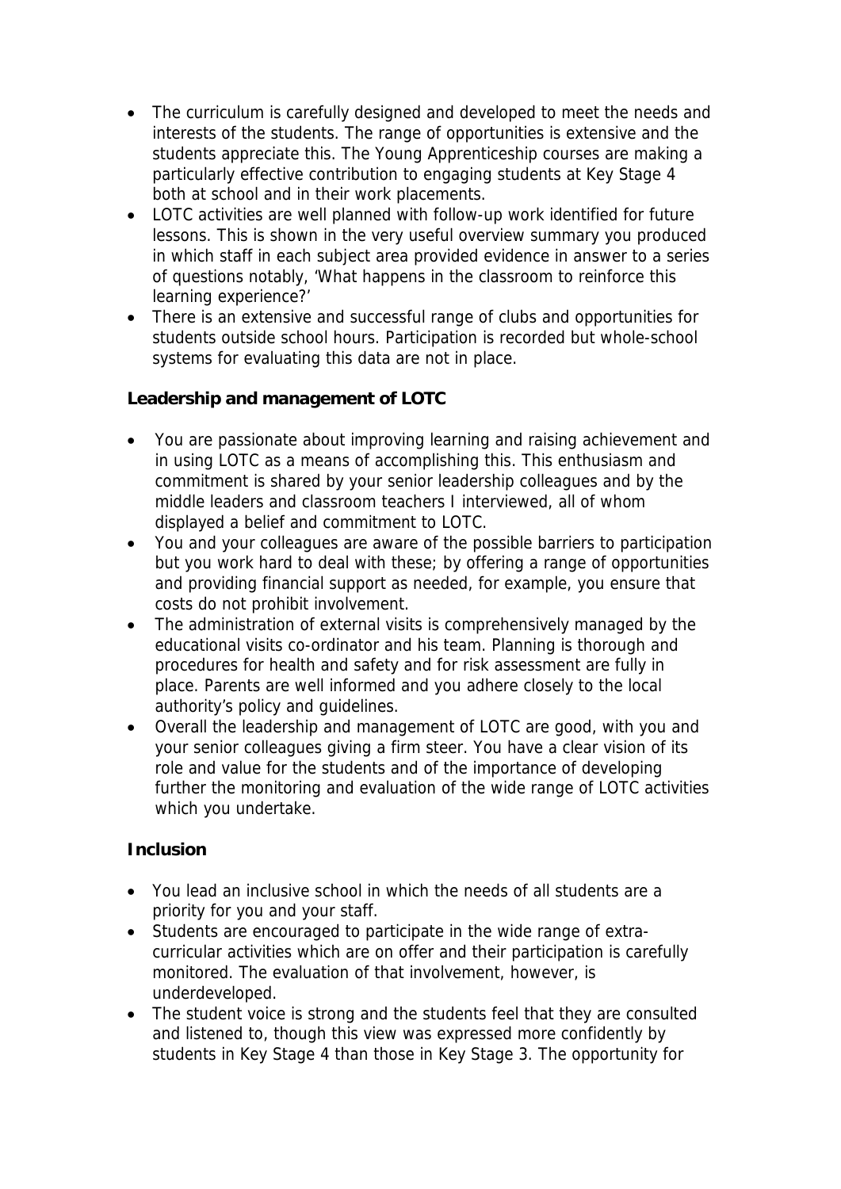- The curriculum is carefully designed and developed to meet the needs and interests of the students. The range of opportunities is extensive and the students appreciate this. The Young Apprenticeship courses are making a particularly effective contribution to engaging students at Key Stage 4 both at school and in their work placements.
- LOTC activities are well planned with follow-up work identified for future lessons. This is shown in the very useful overview summary you produced in which staff in each subject area provided evidence in answer to a series of questions notably, 'What happens in the classroom to reinforce this learning experience?'
- There is an extensive and successful range of clubs and opportunities for students outside school hours. Participation is recorded but whole-school systems for evaluating this data are not in place.

**Leadership and management of LOTC**

- You are passionate about improving learning and raising achievement and in using LOTC as a means of accomplishing this. This enthusiasm and commitment is shared by your senior leadership colleagues and by the middle leaders and classroom teachers I interviewed, all of whom displayed a belief and commitment to LOTC.
- You and your colleagues are aware of the possible barriers to participation but you work hard to deal with these; by offering a range of opportunities and providing financial support as needed, for example, you ensure that costs do not prohibit involvement.
- The administration of external visits is comprehensively managed by the educational visits co-ordinator and his team. Planning is thorough and procedures for health and safety and for risk assessment are fully in place. Parents are well informed and you adhere closely to the local authority's policy and guidelines.
- Overall the leadership and management of LOTC are good, with you and your senior colleagues giving a firm steer. You have a clear vision of its role and value for the students and of the importance of developing further the monitoring and evaluation of the wide range of LOTC activities which you undertake.

**Inclusion**

- You lead an inclusive school in which the needs of all students are a priority for you and your staff.
- Students are encouraged to participate in the wide range of extra-curricular activities which are on offer and their participation is carefully monitored. The evaluation of that involvement, however, is underdeveloped.
- The student voice is strong and the students feel that they are consulted and listened to, though this view was expressed more confidently by students in Key Stage 4 than those in Key Stage 3. The opportunity for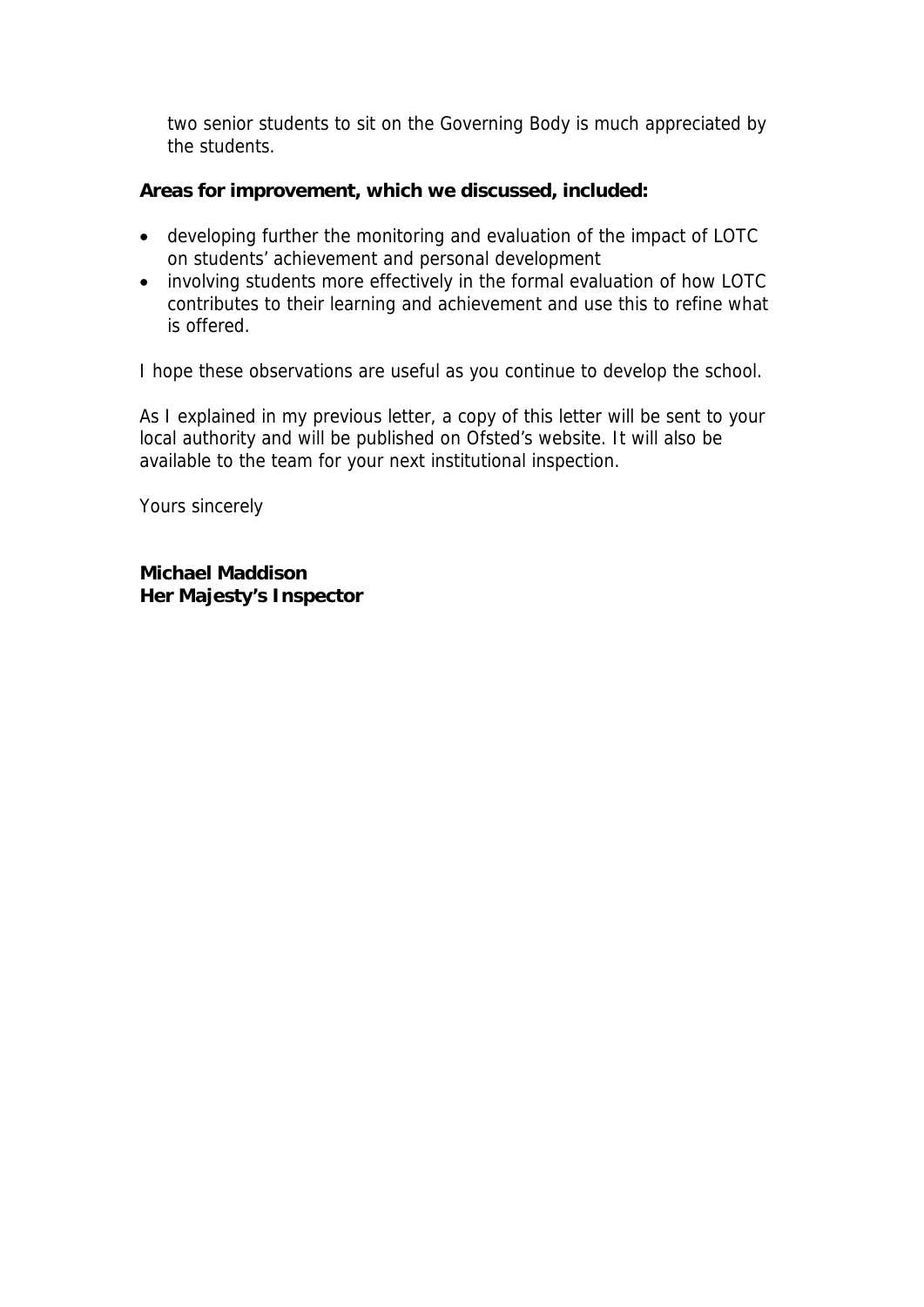two senior students to sit on the Governing Body is much appreciated by the students.

**Areas for improvement, which we discussed, included:**

- developing further the monitoring and evaluation of the impact of LOTC on students' achievement and personal development
- involving students more effectively in the formal evaluation of how LOTC contributes to their learning and achievement and use this to refine what is offered.

I hope these observations are useful as you continue to develop the school.

As I explained in my previous letter, a copy of this letter will be sent to your local authority and will be published on Ofsted's website. It will also be available to the team for your next institutional inspection.

Yours sincerely

**Michael Maddison**
**Her Majesty's Inspector**